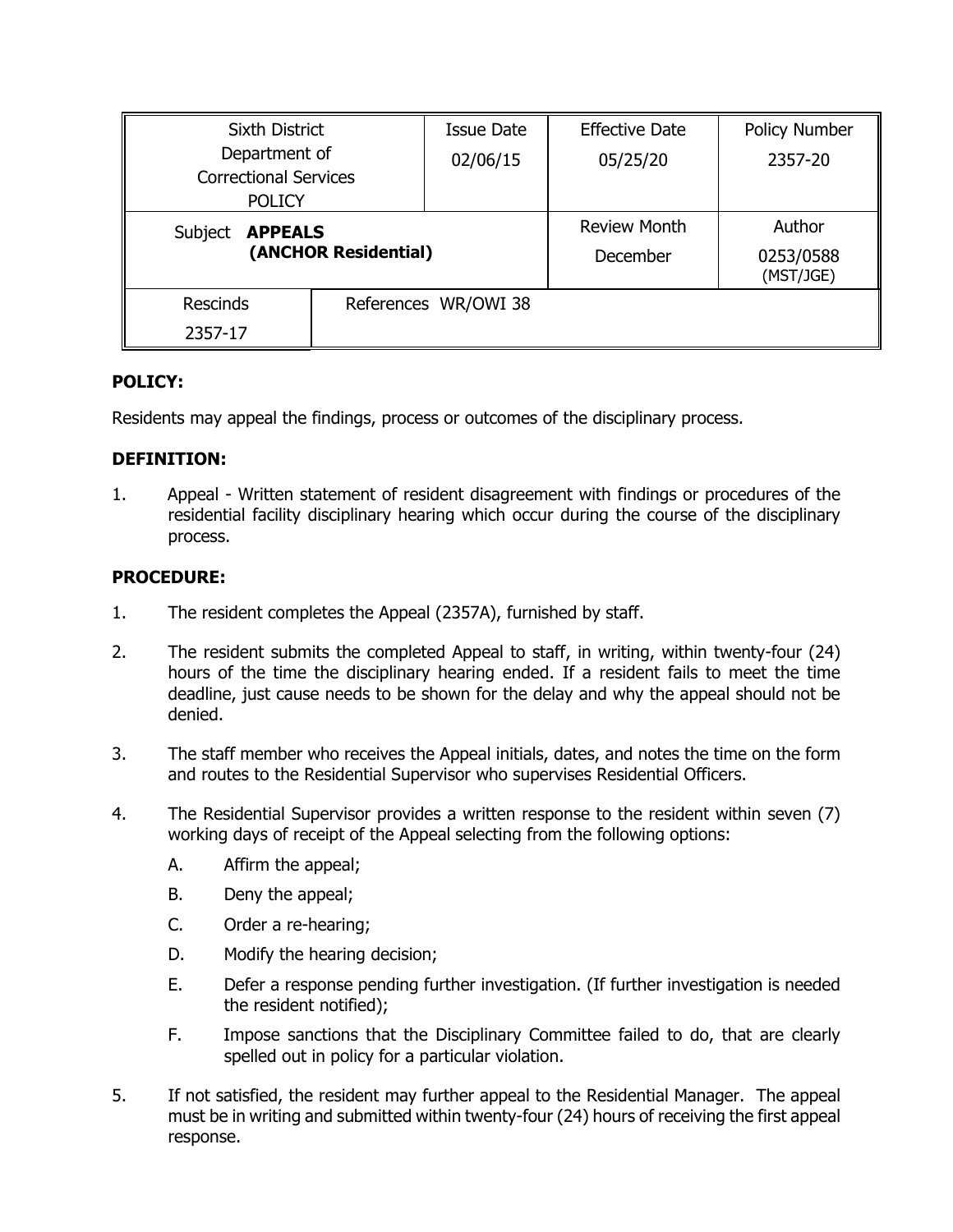| Sixth District Department of Correctional Services POLICY | | Issue Date 02/06/15 | Effective Date 05/25/20 | Policy Number 2357-20 |
|---|---|---|---|---|
| Subject **APPEALS (ANCHOR Residential)** | | | Review Month December | Author 0253/0588 (MST/JGE) |
| Rescinds 2357-17 | References WR/OWI 38 | | | |

**POLICY:**

Residents may appeal the findings, process or outcomes of the disciplinary process.

**DEFINITION:**

1. Appeal - Written statement of resident disagreement with findings or procedures of the residential facility disciplinary hearing which occur during the course of the disciplinary process.

**PROCEDURE:**

1. The resident completes the Appeal (2357A), furnished by staff.

2. The resident submits the completed Appeal to staff, in writing, within twenty-four (24) hours of the time the disciplinary hearing ended. If a resident fails to meet the time deadline, just cause needs to be shown for the delay and why the appeal should not be denied.

3. The staff member who receives the Appeal initials, dates, and notes the time on the form and routes to the Residential Supervisor who supervises Residential Officers.

4. The Residential Supervisor provides a written response to the resident within seven (7) working days of receipt of the Appeal selecting from the following options:

   A. Affirm the appeal;

   B. Deny the appeal;

   C. Order a re-hearing;

   D. Modify the hearing decision;

   E. Defer a response pending further investigation. (If further investigation is needed the resident notified);

   F. Impose sanctions that the Disciplinary Committee failed to do, that are clearly spelled out in policy for a particular violation.

5. If not satisfied, the resident may further appeal to the Residential Manager. The appeal must be in writing and submitted within twenty-four (24) hours of receiving the first appeal response.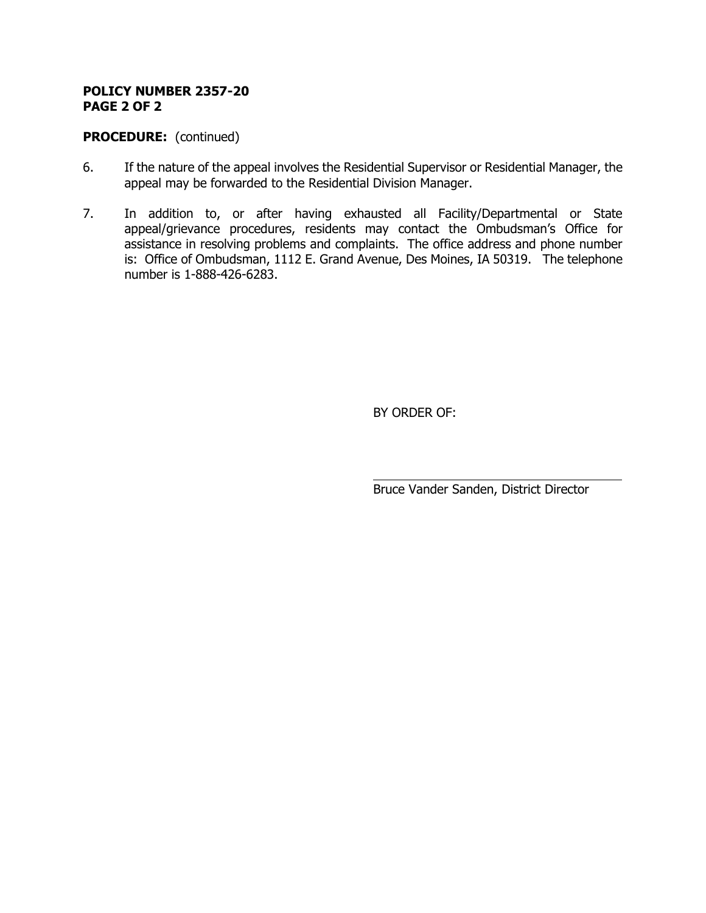**POLICY NUMBER 2357-20**

**PROCEDURE:** (continued)

6. If the nature of the appeal involves the Residential Supervisor or Residential Manager, the appeal may be forwarded to the Residential Division Manager.

7. In addition to, or after having exhausted all Facility/Departmental or State appeal/grievance procedures, residents may contact the Ombudsman's Office for assistance in resolving problems and complaints. The office address and phone number is: Office of Ombudsman, 1112 E. Grand Avenue, Des Moines, IA 50319. The telephone number is 1-888-426-6283.

BY ORDER OF:

\_\_\_\_\_\_\_\_\_\_\_\_\_\_\_\_\_\_\_\_\_\_\_\_\_\_\_\_\_\_\_\_\_\_\_\_

Bruce Vander Sanden, District Director